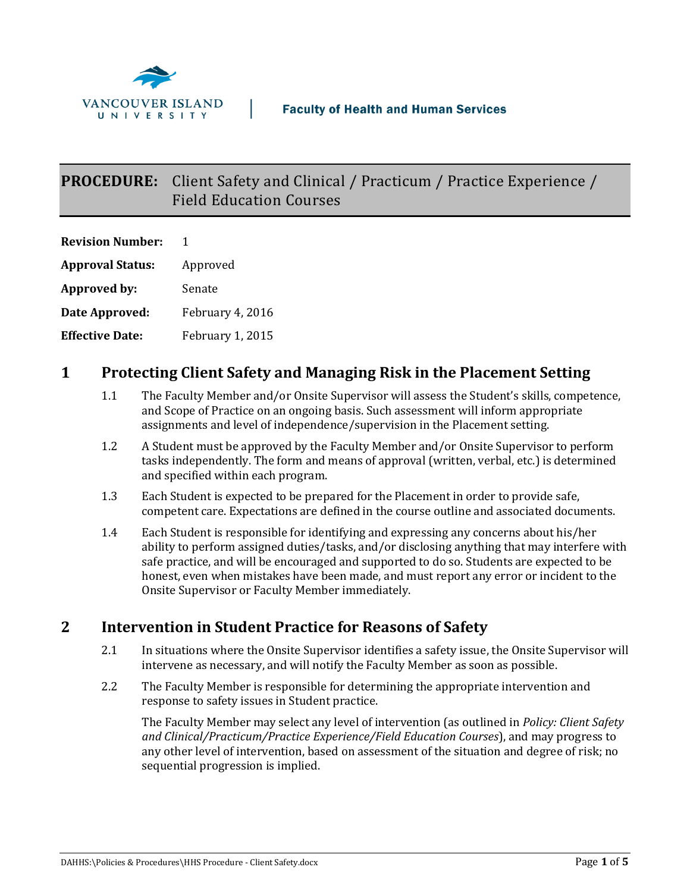VANCOUVER ISLAND UNIVERSITY | Faculty of Health and Human Services

# PROCEDURE: Client Safety and Clinical / Practicum / Practice Experience / Field Education Courses

**Revision Number:** 1

**Approval Status:** Approved

**Approved by:** Senate

**Date Approved:** February 4, 2016

**Effective Date:** February 1, 2015

## 1 Protecting Client Safety and Managing Risk in the Placement Setting

1.1 The Faculty Member and/or Onsite Supervisor will assess the Student's skills, competence, and Scope of Practice on an ongoing basis. Such assessment will inform appropriate assignments and level of independence/supervision in the Placement setting.

1.2 A Student must be approved by the Faculty Member and/or Onsite Supervisor to perform tasks independently. The form and means of approval (written, verbal, etc.) is determined and specified within each program.

1.3 Each Student is expected to be prepared for the Placement in order to provide safe, competent care. Expectations are defined in the course outline and associated documents.

1.4 Each Student is responsible for identifying and expressing any concerns about his/her ability to perform assigned duties/tasks, and/or disclosing anything that may interfere with safe practice, and will be encouraged and supported to do so. Students are expected to be honest, even when mistakes have been made, and must report any error or incident to the Onsite Supervisor or Faculty Member immediately.

## 2 Intervention in Student Practice for Reasons of Safety

2.1 In situations where the Onsite Supervisor identifies a safety issue, the Onsite Supervisor will intervene as necessary, and will notify the Faculty Member as soon as possible.

2.2 The Faculty Member is responsible for determining the appropriate intervention and response to safety issues in Student practice.

The Faculty Member may select any level of intervention (as outlined in *Policy: Client Safety and Clinical/Practicum/Practice Experience/Field Education Courses*), and may progress to any other level of intervention, based on assessment of the situation and degree of risk; no sequential progression is implied.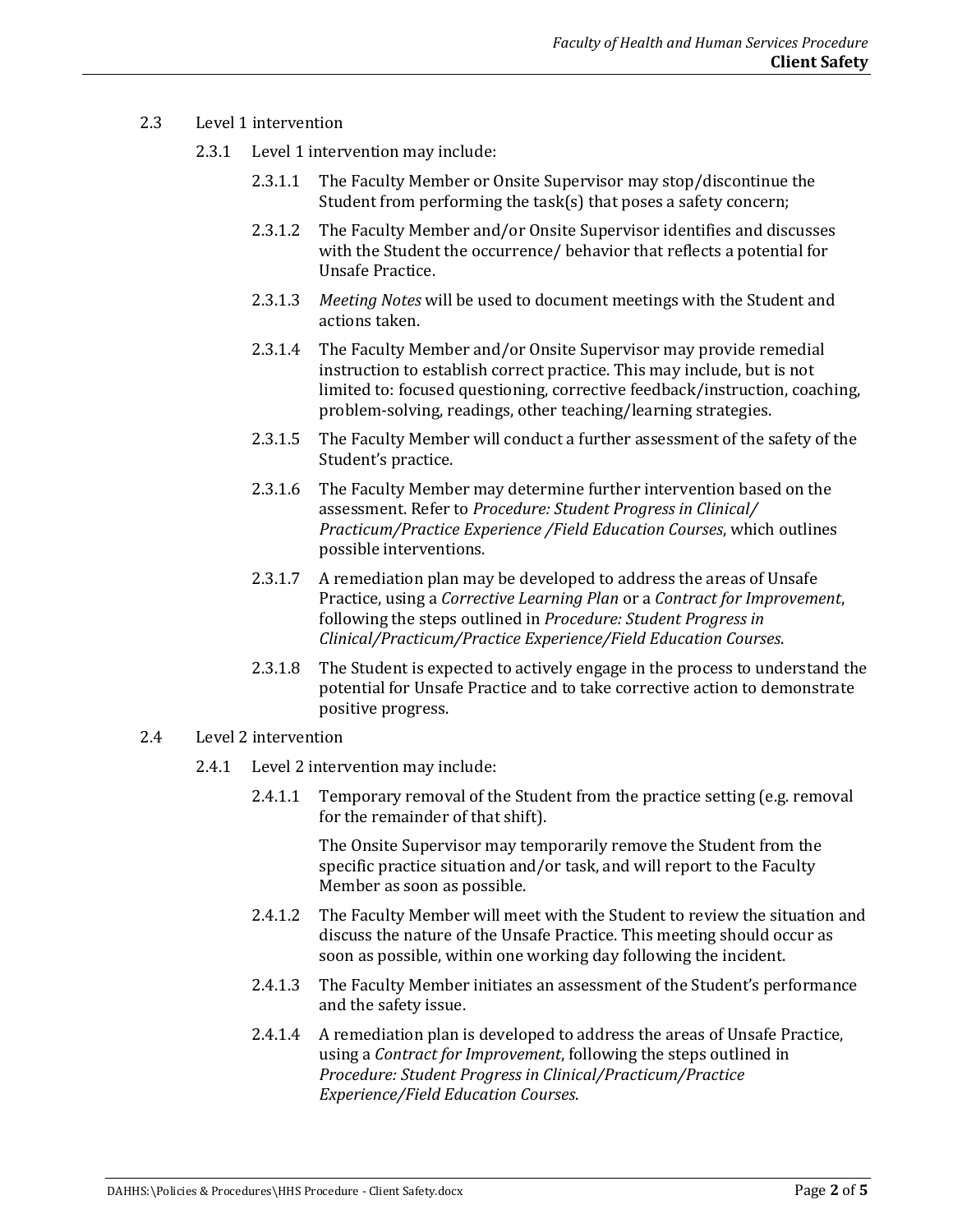2.3 Level 1 intervention

2.3.1 Level 1 intervention may include:

2.3.1.1 The Faculty Member or Onsite Supervisor may stop/discontinue the Student from performing the task(s) that poses a safety concern;

2.3.1.2 The Faculty Member and/or Onsite Supervisor identifies and discusses with the Student the occurrence/ behavior that reflects a potential for Unsafe Practice.

2.3.1.3 *Meeting Notes* will be used to document meetings with the Student and actions taken.

2.3.1.4 The Faculty Member and/or Onsite Supervisor may provide remedial instruction to establish correct practice. This may include, but is not limited to: focused questioning, corrective feedback/instruction, coaching, problem-solving, readings, other teaching/learning strategies.

2.3.1.5 The Faculty Member will conduct a further assessment of the safety of the Student's practice.

2.3.1.6 The Faculty Member may determine further intervention based on the assessment. Refer to *Procedure: Student Progress in Clinical/ Practicum/Practice Experience /Field Education Courses*, which outlines possible interventions.

2.3.1.7 A remediation plan may be developed to address the areas of Unsafe Practice, using a *Corrective Learning Plan* or a *Contract for Improvement*, following the steps outlined in *Procedure: Student Progress in Clinical/Practicum/Practice Experience/Field Education Courses*.

2.3.1.8 The Student is expected to actively engage in the process to understand the potential for Unsafe Practice and to take corrective action to demonstrate positive progress.

2.4 Level 2 intervention

2.4.1 Level 2 intervention may include:

2.4.1.1 Temporary removal of the Student from the practice setting (e.g. removal for the remainder of that shift).

The Onsite Supervisor may temporarily remove the Student from the specific practice situation and/or task, and will report to the Faculty Member as soon as possible.

2.4.1.2 The Faculty Member will meet with the Student to review the situation and discuss the nature of the Unsafe Practice. This meeting should occur as soon as possible, within one working day following the incident.

2.4.1.3 The Faculty Member initiates an assessment of the Student's performance and the safety issue.

2.4.1.4 A remediation plan is developed to address the areas of Unsafe Practice, using a *Contract for Improvement*, following the steps outlined in *Procedure: Student Progress in Clinical/Practicum/Practice Experience/Field Education Courses*.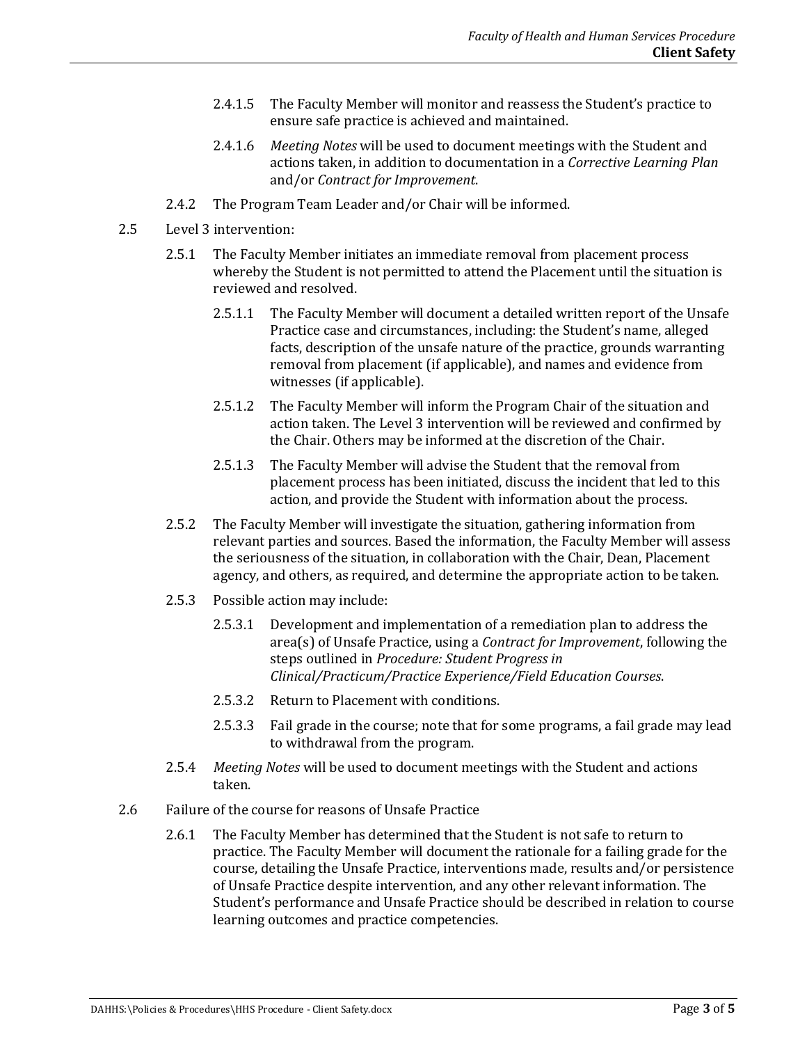2.4.1.5 The Faculty Member will monitor and reassess the Student's practice to ensure safe practice is achieved and maintained.

2.4.1.6 *Meeting Notes* will be used to document meetings with the Student and actions taken, in addition to documentation in a *Corrective Learning Plan* and/or *Contract for Improvement*.

2.4.2 The Program Team Leader and/or Chair will be informed.

2.5 Level 3 intervention:

2.5.1 The Faculty Member initiates an immediate removal from placement process whereby the Student is not permitted to attend the Placement until the situation is reviewed and resolved.

2.5.1.1 The Faculty Member will document a detailed written report of the Unsafe Practice case and circumstances, including: the Student's name, alleged facts, description of the unsafe nature of the practice, grounds warranting removal from placement (if applicable), and names and evidence from witnesses (if applicable).

2.5.1.2 The Faculty Member will inform the Program Chair of the situation and action taken. The Level 3 intervention will be reviewed and confirmed by the Chair. Others may be informed at the discretion of the Chair.

2.5.1.3 The Faculty Member will advise the Student that the removal from placement process has been initiated, discuss the incident that led to this action, and provide the Student with information about the process.

2.5.2 The Faculty Member will investigate the situation, gathering information from relevant parties and sources. Based the information, the Faculty Member will assess the seriousness of the situation, in collaboration with the Chair, Dean, Placement agency, and others, as required, and determine the appropriate action to be taken.

2.5.3 Possible action may include:

2.5.3.1 Development and implementation of a remediation plan to address the area(s) of Unsafe Practice, using a *Contract for Improvement*, following the steps outlined in *Procedure: Student Progress in Clinical/Practicum/Practice Experience/Field Education Courses*.

2.5.3.2 Return to Placement with conditions.

2.5.3.3 Fail grade in the course; note that for some programs, a fail grade may lead to withdrawal from the program.

2.5.4 *Meeting Notes* will be used to document meetings with the Student and actions taken.

2.6 Failure of the course for reasons of Unsafe Practice

2.6.1 The Faculty Member has determined that the Student is not safe to return to practice. The Faculty Member will document the rationale for a failing grade for the course, detailing the Unsafe Practice, interventions made, results and/or persistence of Unsafe Practice despite intervention, and any other relevant information. The Student's performance and Unsafe Practice should be described in relation to course learning outcomes and practice competencies.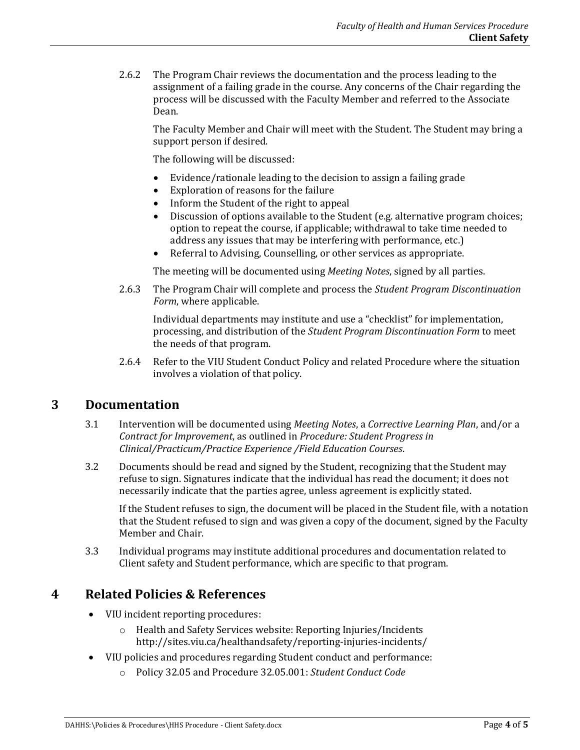2.6.2 The Program Chair reviews the documentation and the process leading to the assignment of a failing grade in the course. Any concerns of the Chair regarding the process will be discussed with the Faculty Member and referred to the Associate Dean.

The Faculty Member and Chair will meet with the Student. The Student may bring a support person if desired.

The following will be discussed:

- Evidence/rationale leading to the decision to assign a failing grade
- Exploration of reasons for the failure
- Inform the Student of the right to appeal
- Discussion of options available to the Student (e.g. alternative program choices; option to repeat the course, if applicable; withdrawal to take time needed to address any issues that may be interfering with performance, etc.)
- Referral to Advising, Counselling, or other services as appropriate.

The meeting will be documented using *Meeting Notes*, signed by all parties.

2.6.3 The Program Chair will complete and process the *Student Program Discontinuation Form*, where applicable.

Individual departments may institute and use a "checklist" for implementation, processing, and distribution of the *Student Program Discontinuation Form* to meet the needs of that program.

2.6.4 Refer to the VIU Student Conduct Policy and related Procedure where the situation involves a violation of that policy.

## 3 Documentation

3.1 Intervention will be documented using *Meeting Notes*, a *Corrective Learning Plan*, and/or a *Contract for Improvement*, as outlined in *Procedure: Student Progress in Clinical/Practicum/Practice Experience /Field Education Courses*.

3.2 Documents should be read and signed by the Student, recognizing that the Student may refuse to sign. Signatures indicate that the individual has read the document; it does not necessarily indicate that the parties agree, unless agreement is explicitly stated.

If the Student refuses to sign, the document will be placed in the Student file, with a notation that the Student refused to sign and was given a copy of the document, signed by the Faculty Member and Chair.

3.3 Individual programs may institute additional procedures and documentation related to Client safety and Student performance, which are specific to that program.

## 4 Related Policies & References

- VIU incident reporting procedures:
  - Health and Safety Services website: Reporting Injuries/Incidents http://sites.viu.ca/healthandsafety/reporting-injuries-incidents/
- VIU policies and procedures regarding Student conduct and performance:
  - Policy 32.05 and Procedure 32.05.001: *Student Conduct Code*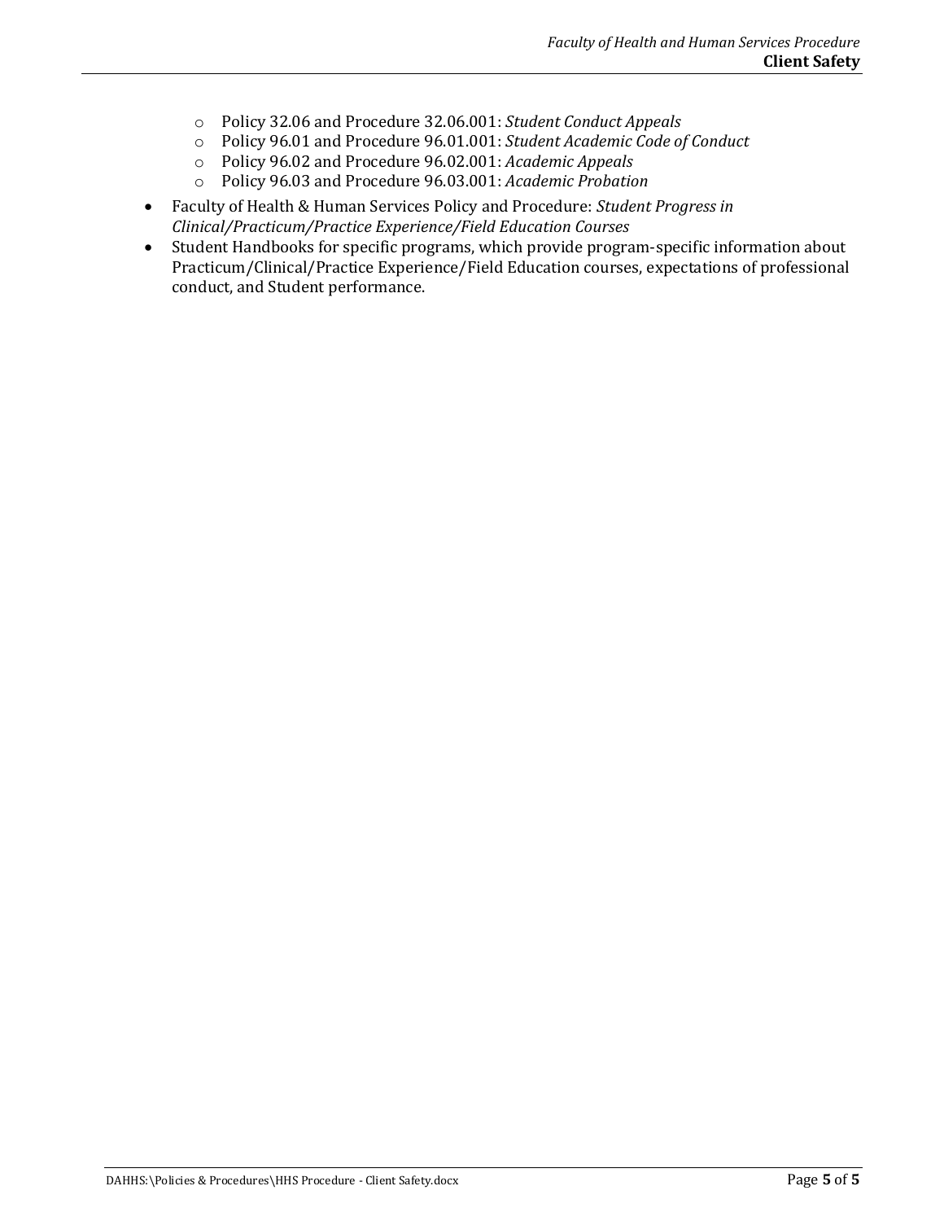- Policy 32.06 and Procedure 32.06.001: *Student Conduct Appeals*
  - Policy 96.01 and Procedure 96.01.001: *Student Academic Code of Conduct*
  - Policy 96.02 and Procedure 96.02.001: *Academic Appeals*
  - Policy 96.03 and Procedure 96.03.001: *Academic Probation*
- Faculty of Health & Human Services Policy and Procedure: *Student Progress in Clinical/Practicum/Practice Experience/Field Education Courses*
- Student Handbooks for specific programs, which provide program-specific information about Practicum/Clinical/Practice Experience/Field Education courses, expectations of professional conduct, and Student performance.